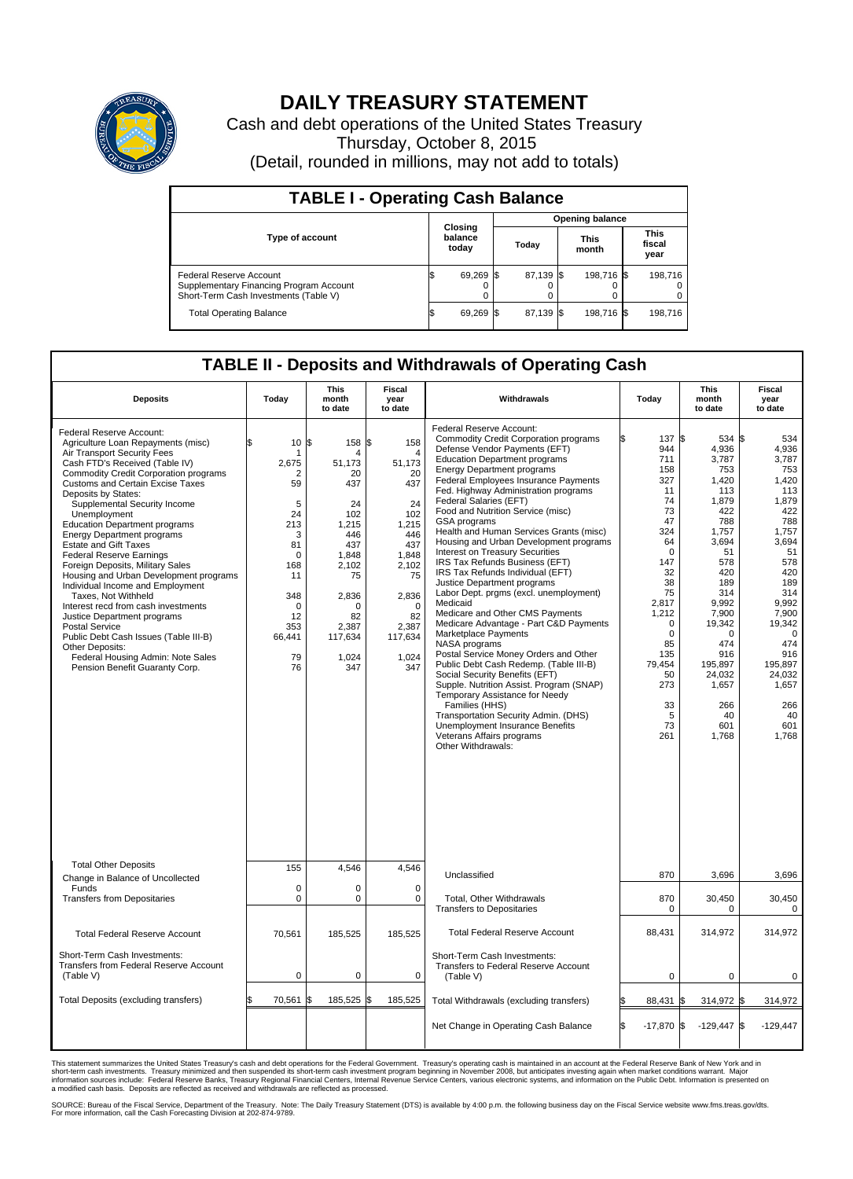# DAILY TREASURY STATEMENT

Cash and debt operations of the United States Treasury

Thursday, October 8, 2015

(Detail, rounded in millions, may not add to totals)

## TABLE I - Operating Cash Balance

| Type of account | Closing balance today | Opening balance Today | Opening balance This month | Opening balance This fiscal year |
|---|---|---|---|---|
| Federal Reserve Account | $ 69,269 | $ 87,139 | $ 198,716 | $ 198,716 |
| Supplementary Financing Program Account | 0 | 0 | 0 | 0 |
| Short-Term Cash Investments (Table V) | 0 | 0 | 0 | 0 |
| Total Operating Balance | $ 69,269 | $ 87,139 | $ 198,716 | $ 198,716 |

## TABLE II - Deposits and Withdrawals of Operating Cash

| Deposits | Today | This month to date | Fiscal year to date | Withdrawals | Today | This month to date | Fiscal year to date |
|---|---|---|---|---|---|---|---|
| Federal Reserve Account: | | | | Federal Reserve Account: | | | |
| Agriculture Loan Repayments (misc) | $ 10 | $ 158 | $ 158 | Commodity Credit Corporation programs | $ 137 | $ 534 | $ 534 |
| Air Transport Security Fees | 1 | 4 | 4 | Defense Vendor Payments (EFT) | 944 | 4,936 | 4,936 |
| Cash FTD's Received (Table IV) | 2,675 | 51,173 | 51,173 | Education Department programs | 711 | 3,787 | 3,787 |
| Commodity Credit Corporation programs | 2 | 20 | 20 | Energy Department programs | 158 | 753 | 753 |
| Customs and Certain Excise Taxes | 59 | 437 | 437 | Federal Employees Insurance Payments | 327 | 1,420 | 1,420 |
| Deposits by States: | | | | Fed. Highway Administration programs | 11 | 113 | 113 |
| Supplemental Security Income | 5 | 24 | 24 | Federal Salaries (EFT) | 74 | 1,879 | 1,879 |
| Unemployment | 24 | 102 | 102 | Food and Nutrition Service (misc) | 73 | 422 | 422 |
| Education Department programs | 213 | 1,215 | 1,215 | GSA programs | 47 | 788 | 788 |
| Energy Department programs | 3 | 446 | 446 | Health and Human Services Grants (misc) | 324 | 1,757 | 1,757 |
| Estate and Gift Taxes | 81 | 437 | 437 | Housing and Urban Development programs | 64 | 3,694 | 3,694 |
| Federal Reserve Earnings | 0 | 1,848 | 1,848 | Interest on Treasury Securities | 0 | 51 | 51 |
| Foreign Deposits, Military Sales | 168 | 2,102 | 2,102 | IRS Tax Refunds Business (EFT) | 147 | 578 | 578 |
| Housing and Urban Development programs | 11 | 75 | 75 | IRS Tax Refunds Individual (EFT) | 32 | 420 | 420 |
| Individual Income and Employment Taxes, Not Withheld | 348 | 2,836 | 2,836 | Justice Department programs | 38 | 189 | 189 |
| Interest recd from cash investments | 0 | 0 | 0 | Labor Dept. prgms (excl. unemployment) | 75 | 314 | 314 |
| Justice Department programs | 12 | 82 | 82 | Medicaid | 2,817 | 9,992 | 9,992 |
| Postal Service | 353 | 2,387 | 2,387 | Medicare and Other CMS Payments | 1,212 | 7,900 | 7,900 |
| Public Debt Cash Issues (Table III-B) | 66,441 | 117,634 | 117,634 | Medicare Advantage - Part C&D Payments | 0 | 19,342 | 19,342 |
| Other Deposits: | | | | Marketplace Payments | 0 | 0 | 0 |
| Federal Housing Admin: Note Sales | 79 | 1,024 | 1,024 | NASA programs | 85 | 474 | 474 |
| Pension Benefit Guaranty Corp. | 76 | 347 | 347 | Postal Service Money Orders and Other | 135 | 916 | 916 |
| | | | | Public Debt Cash Redemp. (Table III-B) | 79,454 | 195,897 | 195,897 |
| | | | | Social Security Benefits (EFT) | 50 | 24,032 | 24,032 |
| | | | | Supple. Nutrition Assist. Program (SNAP) | 273 | 1,657 | 1,657 |
| | | | | Temporary Assistance for Needy Families (HHS) | 33 | 266 | 266 |
| | | | | Transportation Security Admin. (DHS) | 5 | 40 | 40 |
| | | | | Unemployment Insurance Benefits | 73 | 601 | 601 |
| | | | | Veterans Affairs programs | 261 | 1,768 | 1,768 |
| | | | | Other Withdrawals: | | | |
| Total Other Deposits | 155 | 4,546 | 4,546 | Unclassified | 870 | 3,696 | 3,696 |
| Change in Balance of Uncollected Funds | 0 | 0 | 0 | | | | |
| Transfers from Depositaries | 0 | 0 | 0 | Total, Other Withdrawals | 870 | 30,450 | 30,450 |
| | | | | Transfers to Depositaries | 0 | 0 | 0 |
| Total Federal Reserve Account | 70,561 | 185,525 | 185,525 | Total Federal Reserve Account | 88,431 | 314,972 | 314,972 |
| Short-Term Cash Investments: Transfers from Federal Reserve Account (Table V) | 0 | 0 | 0 | Short-Term Cash Investments: Transfers to Federal Reserve Account (Table V) | 0 | 0 | 0 |
| Total Deposits (excluding transfers) | $ 70,561 | $ 185,525 | $ 185,525 | Total Withdrawals (excluding transfers) | $ 88,431 | $ 314,972 | $ 314,972 |
| | | | | Net Change in Operating Cash Balance | $ -17,870 | $ -129,447 | $ -129,447 |

This statement summarizes the United States Treasury's cash and debt operations for the Federal Government. Treasury's operating cash is maintained in an account at the Federal Reserve Bank of New York and in short-term cash investments. Treasury minimized and then suspended its short-term cash investment program beginning in November 2008, but anticipates investing again when market conditions warrant. Major information sources include: Federal Reserve Banks, Treasury Regional Financial Centers, Internal Revenue Service Centers, various electronic systems, and information on the Public Debt. Information is presented on a modified cash basis. Deposits are reflected as received and withdrawals are reflected as processed.

SOURCE: Bureau of the Fiscal Service, Department of the Treasury. Note: The Daily Treasury Statement (DTS) is available by 4:00 p.m. the following business day on the Fiscal Service website www.fms.treas.gov/dts. For more information, call the Cash Forecasting Division at 202-874-9789.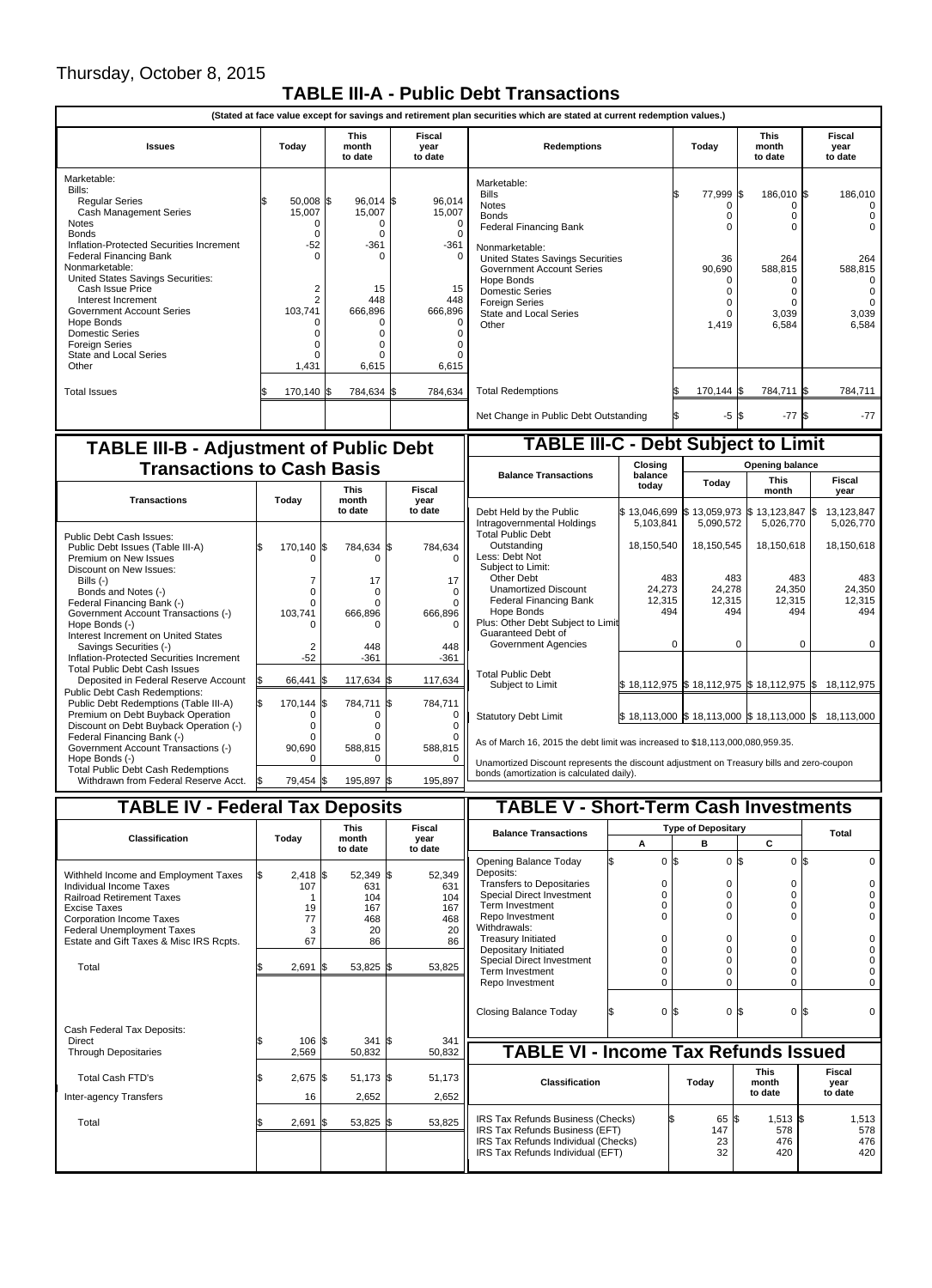Thursday, October 8, 2015

# TABLE III-A - Public Debt Transactions

(Stated at face value except for savings and retirement plan securities which are stated at current redemption values.)

| Issues | Today | This month to date | Fiscal year to date |
|---|---|---|---|
| Marketable: | | | |
| Bills: | | | |
| Regular Series | $ 50,008 | $ 96,014 | $ 96,014 |
| Cash Management Series | 15,007 | 15,007 | 15,007 |
| Notes | 0 | 0 | 0 |
| Bonds | 0 | 0 | 0 |
| Inflation-Protected Securities Increment | -52 | -361 | -361 |
| Federal Financing Bank | 0 | 0 | 0 |
| Nonmarketable: | | | |
| United States Savings Securities: | | | |
| Cash Issue Price | 2 | 15 | 15 |
| Interest Increment | 2 | 448 | 448 |
| Government Account Series | 103,741 | 666,896 | 666,896 |
| Hope Bonds | 0 | 0 | 0 |
| Domestic Series | 0 | 0 | 0 |
| Foreign Series | 0 | 0 | 0 |
| State and Local Series | 0 | 0 | 0 |
| Other | 1,431 | 6,615 | 6,615 |
| Total Issues | $ 170,140 | $ 784,634 | $ 784,634 |

| Redemptions | Today | This month to date | Fiscal year to date |
|---|---|---|---|
| Marketable: | | | |
| Bills | $ 77,999 | $ 186,010 | $ 186,010 |
| Notes | 0 | 0 | 0 |
| Bonds | 0 | 0 | 0 |
| Federal Financing Bank | 0 | 0 | 0 |
| Nonmarketable: | | | |
| United States Savings Securities | 36 | 264 | 264 |
| Government Account Series | 90,690 | 588,815 | 588,815 |
| Hope Bonds | 0 | 0 | 0 |
| Domestic Series | 0 | 0 | 0 |
| Foreign Series | 0 | 0 | 0 |
| State and Local Series | 0 | 3,039 | 3,039 |
| Other | 1,419 | 6,584 | 6,584 |
| Total Redemptions | $ 170,144 | $ 784,711 | $ 784,711 |
| Net Change in Public Debt Outstanding | $ -5 | $ -77 | $ -77 |

# TABLE III-B - Adjustment of Public Debt Transactions to Cash Basis

| Transactions | Today | This month to date | Fiscal year to date |
|---|---|---|---|
| Public Debt Cash Issues: | | | |
| Public Debt Issues (Table III-A) | $ 170,140 | $ 784,634 | $ 784,634 |
| Premium on New Issues | 0 | 0 | 0 |
| Discount on New Issues: | | | |
| Bills (-) | 7 | 17 | 17 |
| Bonds and Notes (-) | 0 | 0 | 0 |
| Federal Financing Bank (-) | 0 | 0 | 0 |
| Government Account Transactions (-) | 103,741 | 666,896 | 666,896 |
| Hope Bonds (-) | 0 | 0 | 0 |
| Interest Increment on United States Savings Securities (-) | 2 | 448 | 448 |
| Inflation-Protected Securities Increment | -52 | -361 | -361 |
| Total Public Debt Cash Issues Deposited in Federal Reserve Account | $ 66,441 | $ 117,634 | $ 117,634 |
| Public Debt Cash Redemptions: | | | |
| Public Debt Redemptions (Table III-A) | $ 170,144 | $ 784,711 | $ 784,711 |
| Premium on Debt Buyback Operation | 0 | 0 | 0 |
| Discount on Debt Buyback Operation (-) | 0 | 0 | 0 |
| Federal Financing Bank (-) | 0 | 0 | 0 |
| Government Account Transactions (-) | 90,690 | 588,815 | 588,815 |
| Hope Bonds (-) | 0 | 0 | 0 |
| Total Public Debt Cash Redemptions Withdrawn from Federal Reserve Acct. | $ 79,454 | $ 195,897 | $ 195,897 |

# TABLE III-C - Debt Subject to Limit

| Balance Transactions | Closing balance today | Opening balance Today | Opening balance This month | Opening balance Fiscal year |
|---|---|---|---|---|
| Debt Held by the Public | $ 13,046,699 | $ 13,059,973 | $ 13,123,847 | $ 13,123,847 |
| Intragovernmental Holdings | 5,103,841 | 5,090,572 | 5,026,770 | 5,026,770 |
| Total Public Debt Outstanding | 18,150,540 | 18,150,545 | 18,150,618 | 18,150,618 |
| Less: Debt Not Subject to Limit: | | | | |
| Other Debt | 483 | 483 | 483 | 483 |
| Unamortized Discount | 24,273 | 24,278 | 24,350 | 24,350 |
| Federal Financing Bank | 12,315 | 12,315 | 12,315 | 12,315 |
| Hope Bonds | 494 | 494 | 494 | 494 |
| Plus: Other Debt Subject to Limit | | | | |
| Guaranteed Debt of Government Agencies | 0 | 0 | 0 | 0 |
| Total Public Debt Subject to Limit | $ 18,112,975 | $ 18,112,975 | $ 18,112,975 | $ 18,112,975 |
| Statutory Debt Limit | $ 18,113,000 | $ 18,113,000 | $ 18,113,000 | $ 18,113,000 |

As of March 16, 2015 the debt limit was increased to $18,113,000,080,959.35.

Unamortized Discount represents the discount adjustment on Treasury bills and zero-coupon bonds (amortization is calculated daily).

# TABLE IV - Federal Tax Deposits

| Classification | Today | This month to date | Fiscal year to date |
|---|---|---|---|
| Withheld Income and Employment Taxes | $ 2,418 | $ 52,349 | $ 52,349 |
| Individual Income Taxes | 107 | 631 | 631 |
| Railroad Retirement Taxes | 1 | 104 | 104 |
| Excise Taxes | 19 | 167 | 167 |
| Corporation Income Taxes | 77 | 468 | 468 |
| Federal Unemployment Taxes | 3 | 20 | 20 |
| Estate and Gift Taxes & Misc IRS Rcpts. | 67 | 86 | 86 |
| Total | $ 2,691 | $ 53,825 | $ 53,825 |
| Cash Federal Tax Deposits: | | | |
| Direct | $ 106 | $ 341 | $ 341 |
| Through Depositaries | 2,569 | 50,832 | 50,832 |
| Total Cash FTD's | $ 2,675 | $ 51,173 | $ 51,173 |
| Inter-agency Transfers | 16 | 2,652 | 2,652 |
| Total | $ 2,691 | $ 53,825 | $ 53,825 |

# TABLE V - Short-Term Cash Investments

| Balance Transactions | Type of Depositary A | Type of Depositary B | Type of Depositary C | Total |
|---|---|---|---|---|
| Opening Balance Today | $ 0 | $ 0 | $ 0 | $ 0 |
| Deposits: | | | | |
| Transfers to Depositaries | 0 | 0 | 0 | 0 |
| Special Direct Investment | 0 | 0 | 0 | 0 |
| Term Investment | 0 | 0 | 0 | 0 |
| Repo Investment | 0 | 0 | 0 | 0 |
| Withdrawals: | | | | |
| Treasury Initiated | 0 | 0 | 0 | 0 |
| Depositary Initiated | 0 | 0 | 0 | 0 |
| Special Direct Investment | 0 | 0 | 0 | 0 |
| Term Investment | 0 | 0 | 0 | 0 |
| Repo Investment | 0 | 0 | 0 | 0 |
| Closing Balance Today | $ 0 | $ 0 | $ 0 | $ 0 |

# TABLE VI - Income Tax Refunds Issued

| Classification | Today | This month to date | Fiscal year to date |
|---|---|---|---|
| IRS Tax Refunds Business (Checks) | $ 65 | $ 1,513 | $ 1,513 |
| IRS Tax Refunds Business (EFT) | 147 | 578 | 578 |
| IRS Tax Refunds Individual (Checks) | 23 | 476 | 476 |
| IRS Tax Refunds Individual (EFT) | 32 | 420 | 420 |